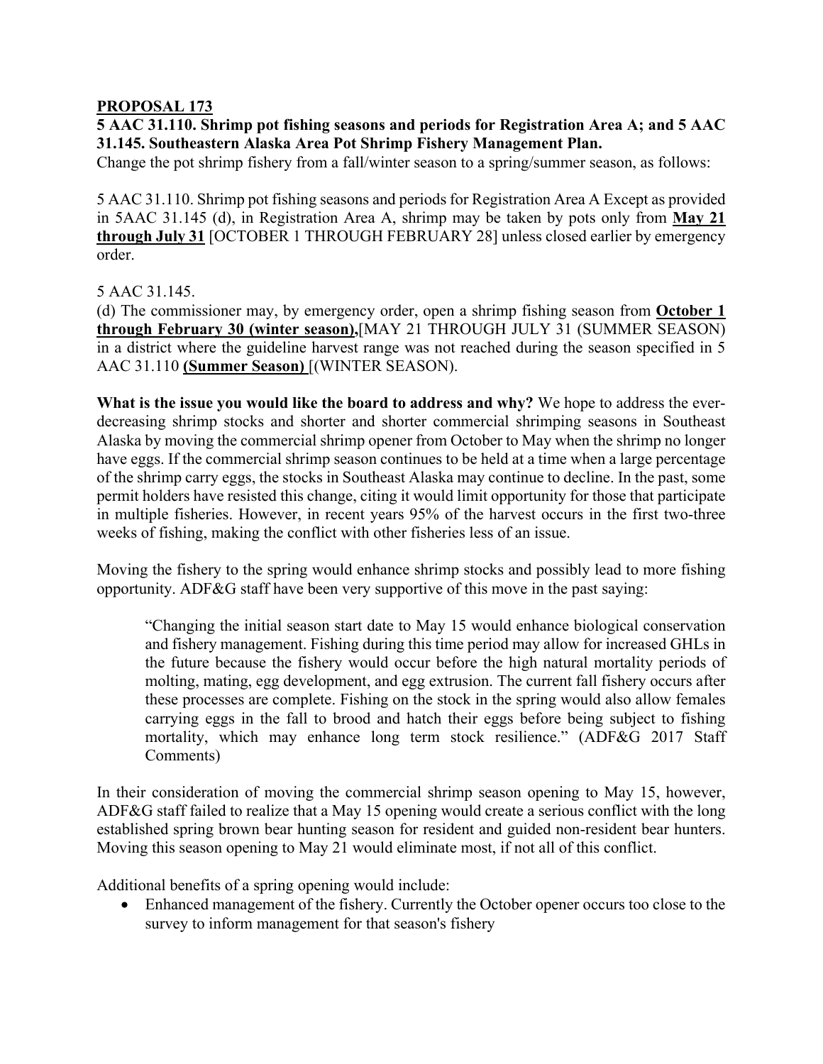**PROPOSAL 173**

**5 AAC 31.110. Shrimp pot fishing seasons and periods for Registration Area A; and 5 AAC 31.145. Southeastern Alaska Area Pot Shrimp Fishery Management Plan.**

Change the pot shrimp fishery from a fall/winter season to a spring/summer season, as follows:

5 AAC 31.110. Shrimp pot fishing seasons and periods for Registration Area A Except as provided in 5AAC 31.145 (d), in Registration Area A, shrimp may be taken by pots only from **May 21 through July 31** [OCTOBER 1 THROUGH FEBRUARY 28] unless closed earlier by emergency order.

5 AAC 31.145.

(d) The commissioner may, by emergency order, open a shrimp fishing season from **October 1 through February 30 (winter season),**[MAY 21 THROUGH JULY 31 (SUMMER SEASON) in a district where the guideline harvest range was not reached during the season specified in 5 AAC 31.110 **(Summer Season)** [(WINTER SEASON).

**What is the issue you would like the board to address and why?** We hope to address the ever-decreasing shrimp stocks and shorter and shorter commercial shrimping seasons in Southeast Alaska by moving the commercial shrimp opener from October to May when the shrimp no longer have eggs. If the commercial shrimp season continues to be held at a time when a large percentage of the shrimp carry eggs, the stocks in Southeast Alaska may continue to decline. In the past, some permit holders have resisted this change, citing it would limit opportunity for those that participate in multiple fisheries. However, in recent years 95% of the harvest occurs in the first two-three weeks of fishing, making the conflict with other fisheries less of an issue.

Moving the fishery to the spring would enhance shrimp stocks and possibly lead to more fishing opportunity. ADF&G staff have been very supportive of this move in the past saying:

> "Changing the initial season start date to May 15 would enhance biological conservation and fishery management. Fishing during this time period may allow for increased GHLs in the future because the fishery would occur before the high natural mortality periods of molting, mating, egg development, and egg extrusion. The current fall fishery occurs after these processes are complete. Fishing on the stock in the spring would also allow females carrying eggs in the fall to brood and hatch their eggs before being subject to fishing mortality, which may enhance long term stock resilience." (ADF&G 2017 Staff Comments)

In their consideration of moving the commercial shrimp season opening to May 15, however, ADF&G staff failed to realize that a May 15 opening would create a serious conflict with the long established spring brown bear hunting season for resident and guided non-resident bear hunters. Moving this season opening to May 21 would eliminate most, if not all of this conflict.

Additional benefits of a spring opening would include:

- Enhanced management of the fishery. Currently the October opener occurs too close to the survey to inform management for that season's fishery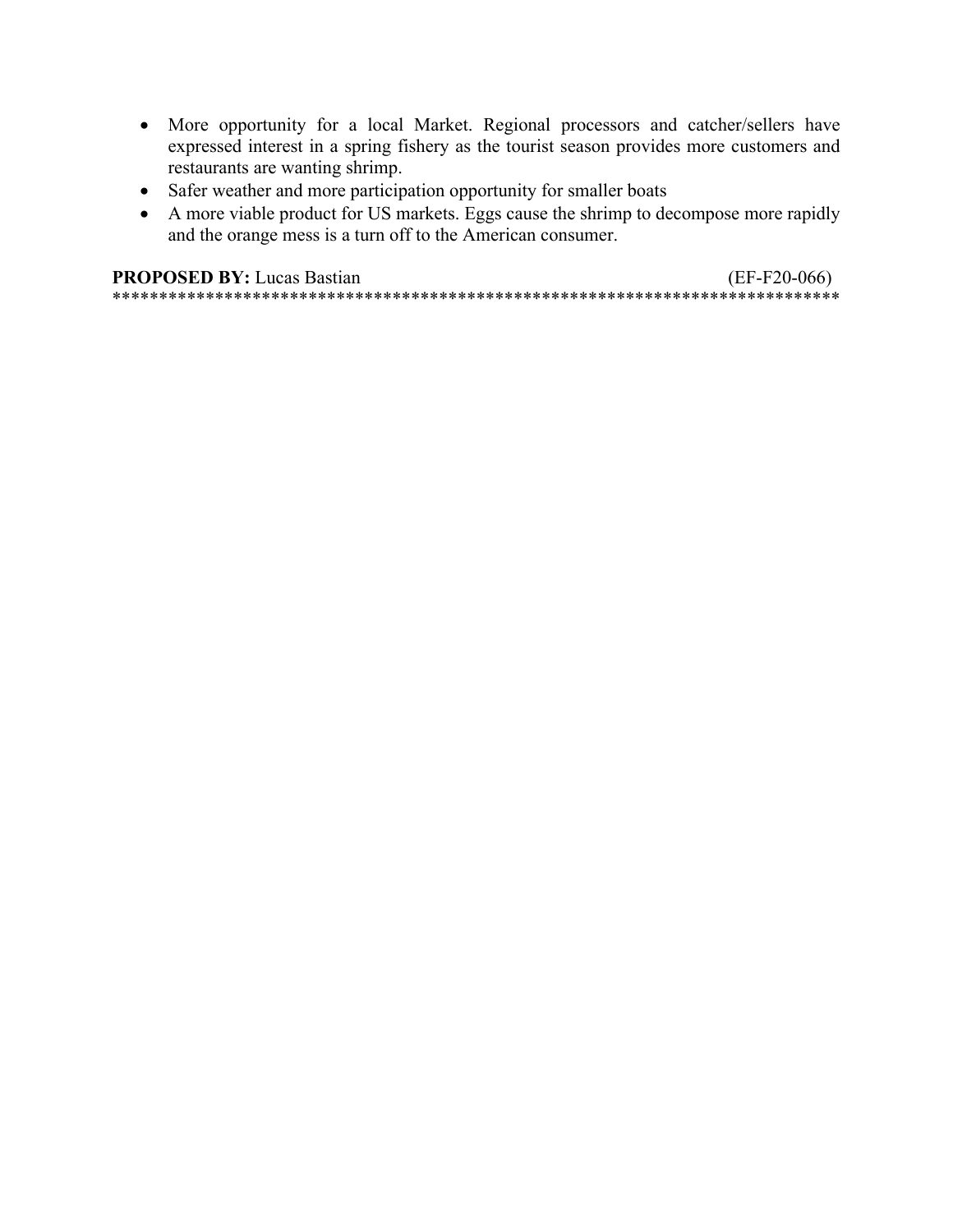- More opportunity for a local Market. Regional processors and catcher/sellers have expressed interest in a spring fishery as the tourist season provides more customers and restaurants are wanting shrimp.
- Safer weather and more participation opportunity for smaller boats
- A more viable product for US markets. Eggs cause the shrimp to decompose more rapidly and the orange mess is a turn off to the American consumer.

**PROPOSED BY:** Lucas Bastian (EF-F20-066)

********************************************************************************